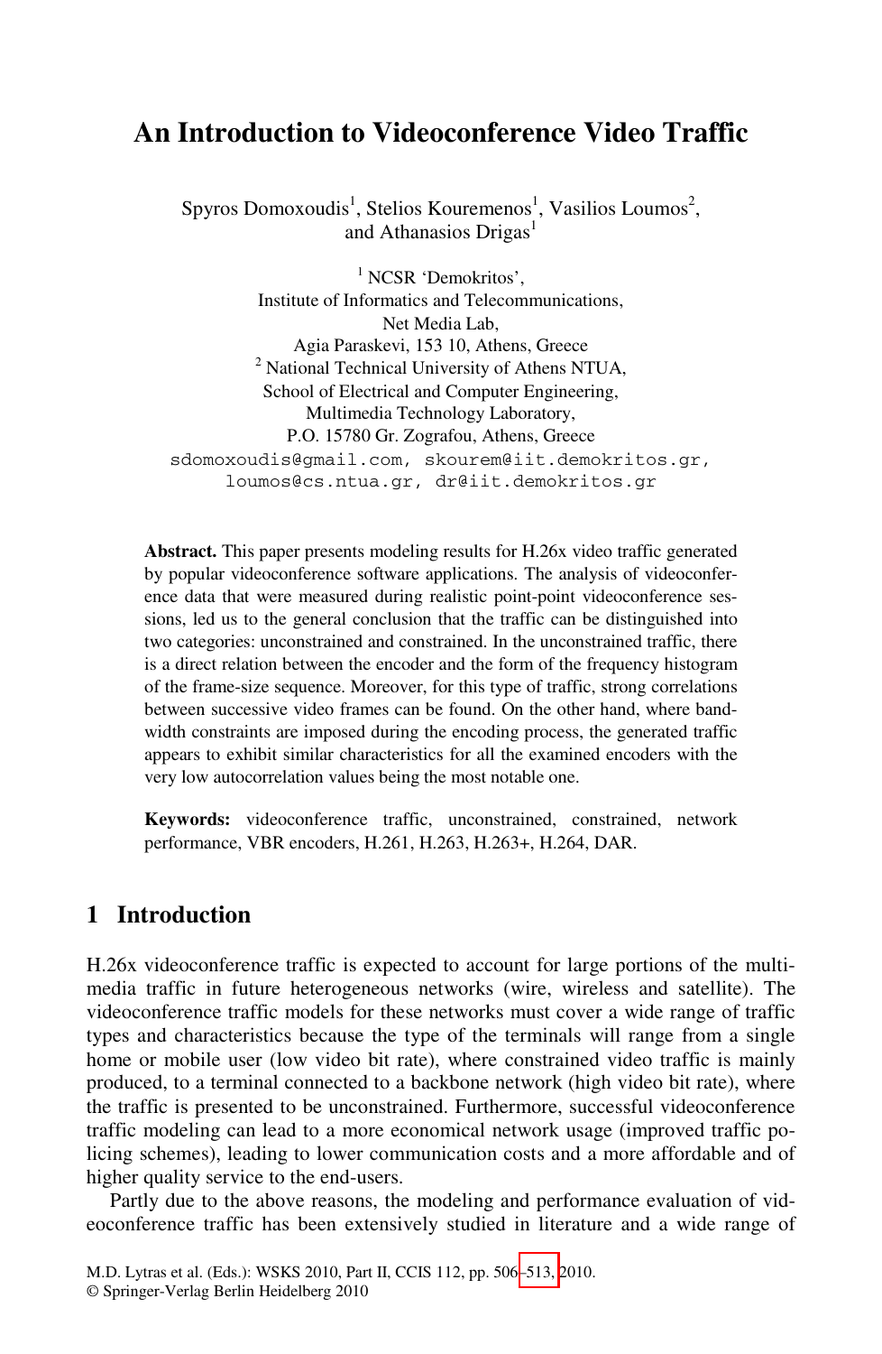# An Introduction to Videoconference Video Traffic

Spyros Domoxoudis[1], Stelios Kouremenos[1], Vasilios Loumos[2], and Athanasios Drigas[1]

[1] NCSR 'Demokritos', Institute of Informatics and Telecommunications, Net Media Lab, Agia Paraskevi, 153 10, Athens, Greece

[2] National Technical University of Athens NTUA, School of Electrical and Computer Engineering, Multimedia Technology Laboratory, P.O. 15780 Gr. Zografou, Athens, Greece

sdomoxoudis@gmail.com, skourem@iit.demokritos.gr, loumos@cs.ntua.gr, dr@iit.demokritos.gr

**Abstract.** This paper presents modeling results for H.26x video traffic generated by popular videoconference software applications. The analysis of videoconference data that were measured during realistic point-point videoconference sessions, led us to the general conclusion that the traffic can be distinguished into two categories: unconstrained and constrained. In the unconstrained traffic, there is a direct relation between the encoder and the form of the frequency histogram of the frame-size sequence. Moreover, for this type of traffic, strong correlations between successive video frames can be found. On the other hand, where bandwidth constraints are imposed during the encoding process, the generated traffic appears to exhibit similar characteristics for all the examined encoders with the very low autocorrelation values being the most notable one.

**Keywords:** videoconference traffic, unconstrained, constrained, network performance, VBR encoders, H.261, H.263, H.263+, H.264, DAR.

## 1 Introduction

H.26x videoconference traffic is expected to account for large portions of the multimedia traffic in future heterogeneous networks (wire, wireless and satellite). The videoconference traffic models for these networks must cover a wide range of traffic types and characteristics because the type of the terminals will range from a single home or mobile user (low video bit rate), where constrained video traffic is mainly produced, to a terminal connected to a backbone network (high video bit rate), where the traffic is presented to be unconstrained. Furthermore, successful videoconference traffic modeling can lead to a more economical network usage (improved traffic policing schemes), leading to lower communication costs and a more affordable and of higher quality service to the end-users.

Partly due to the above reasons, the modeling and performance evaluation of videoconference traffic has been extensively studied in literature and a wide range of

M.D. Lytras et al. (Eds.): WSKS 2010, Part II, CCIS 112, pp. 506–513, 2010.
© Springer-Verlag Berlin Heidelberg 2010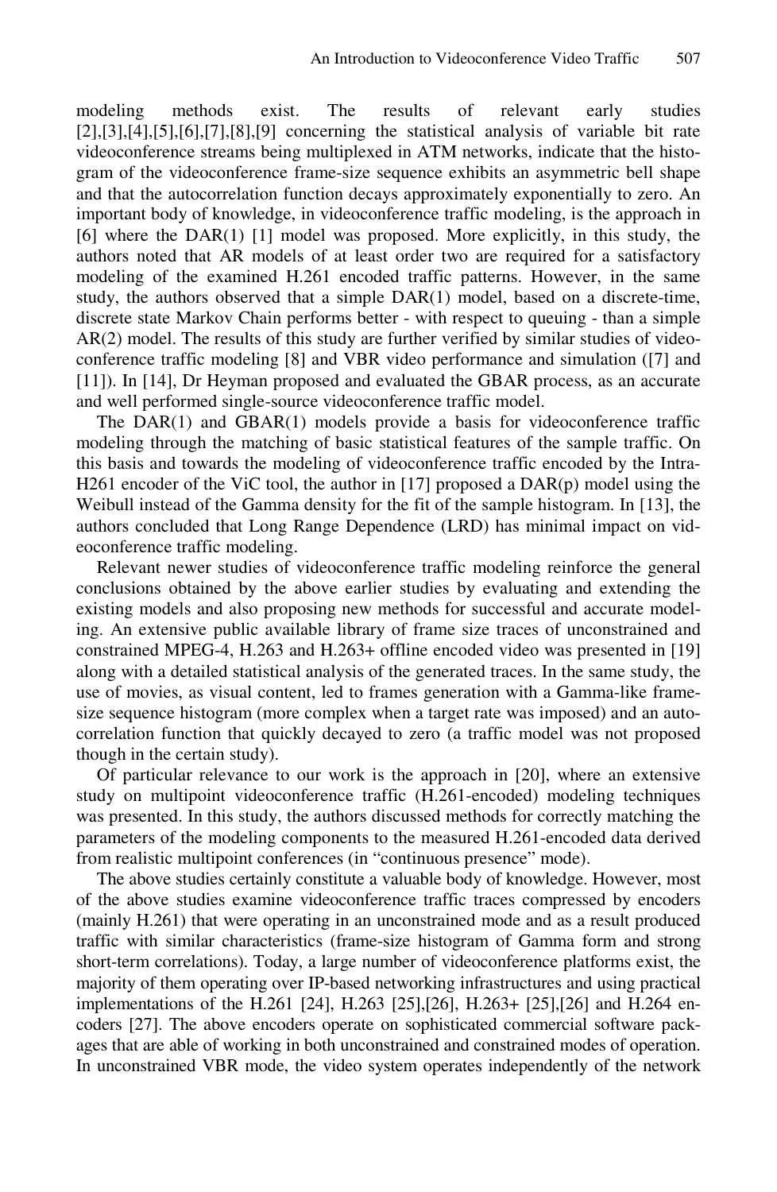modeling methods exist. The results of relevant early studies [2],[3],[4],[5],[6],[7],[8],[9] concerning the statistical analysis of variable bit rate videoconference streams being multiplexed in ATM networks, indicate that the histogram of the videoconference frame-size sequence exhibits an asymmetric bell shape and that the autocorrelation function decays approximately exponentially to zero. An important body of knowledge, in videoconference traffic modeling, is the approach in [6] where the DAR(1) [1] model was proposed. More explicitly, in this study, the authors noted that AR models of at least order two are required for a satisfactory modeling of the examined H.261 encoded traffic patterns. However, in the same study, the authors observed that a simple DAR(1) model, based on a discrete-time, discrete state Markov Chain performs better - with respect to queuing - than a simple AR(2) model. The results of this study are further verified by similar studies of videoconference traffic modeling [8] and VBR video performance and simulation ([7] and [11]). In [14], Dr Heyman proposed and evaluated the GBAR process, as an accurate and well performed single-source videoconference traffic model.

The DAR(1) and GBAR(1) models provide a basis for videoconference traffic modeling through the matching of basic statistical features of the sample traffic. On this basis and towards the modeling of videoconference traffic encoded by the Intra-H261 encoder of the ViC tool, the author in [17] proposed a DAR(p) model using the Weibull instead of the Gamma density for the fit of the sample histogram. In [13], the authors concluded that Long Range Dependence (LRD) has minimal impact on videoconference traffic modeling.

Relevant newer studies of videoconference traffic modeling reinforce the general conclusions obtained by the above earlier studies by evaluating and extending the existing models and also proposing new methods for successful and accurate modeling. An extensive public available library of frame size traces of unconstrained and constrained MPEG-4, H.263 and H.263+ offline encoded video was presented in [19] along with a detailed statistical analysis of the generated traces. In the same study, the use of movies, as visual content, led to frames generation with a Gamma-like frame-size sequence histogram (more complex when a target rate was imposed) and an autocorrelation function that quickly decayed to zero (a traffic model was not proposed though in the certain study).

Of particular relevance to our work is the approach in [20], where an extensive study on multipoint videoconference traffic (H.261-encoded) modeling techniques was presented. In this study, the authors discussed methods for correctly matching the parameters of the modeling components to the measured H.261-encoded data derived from realistic multipoint conferences (in "continuous presence" mode).

The above studies certainly constitute a valuable body of knowledge. However, most of the above studies examine videoconference traffic traces compressed by encoders (mainly H.261) that were operating in an unconstrained mode and as a result produced traffic with similar characteristics (frame-size histogram of Gamma form and strong short-term correlations). Today, a large number of videoconference platforms exist, the majority of them operating over IP-based networking infrastructures and using practical implementations of the H.261 [24], H.263 [25],[26], H.263+ [25],[26] and H.264 encoders [27]. The above encoders operate on sophisticated commercial software packages that are able of working in both unconstrained and constrained modes of operation. In unconstrained VBR mode, the video system operates independently of the network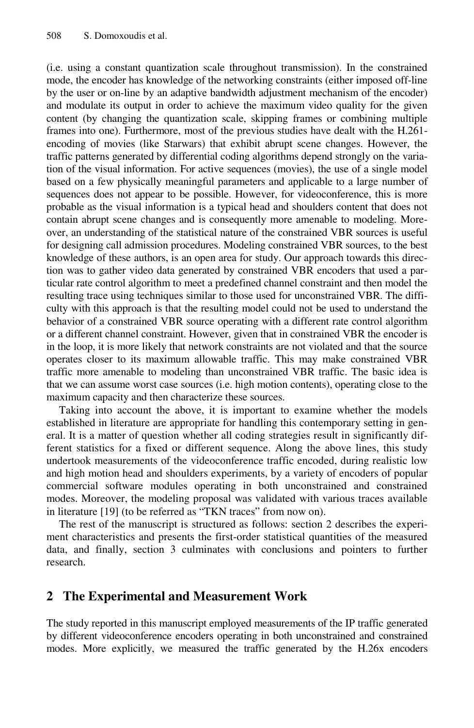(i.e. using a constant quantization scale throughout transmission). In the constrained mode, the encoder has knowledge of the networking constraints (either imposed off-line by the user or on-line by an adaptive bandwidth adjustment mechanism of the encoder) and modulate its output in order to achieve the maximum video quality for the given content (by changing the quantization scale, skipping frames or combining multiple frames into one). Furthermore, most of the previous studies have dealt with the H.261-encoding of movies (like Starwars) that exhibit abrupt scene changes. However, the traffic patterns generated by differential coding algorithms depend strongly on the variation of the visual information. For active sequences (movies), the use of a single model based on a few physically meaningful parameters and applicable to a large number of sequences does not appear to be possible. However, for videoconference, this is more probable as the visual information is a typical head and shoulders content that does not contain abrupt scene changes and is consequently more amenable to modeling. Moreover, an understanding of the statistical nature of the constrained VBR sources is useful for designing call admission procedures. Modeling constrained VBR sources, to the best knowledge of these authors, is an open area for study. Our approach towards this direction was to gather video data generated by constrained VBR encoders that used a particular rate control algorithm to meet a predefined channel constraint and then model the resulting trace using techniques similar to those used for unconstrained VBR. The difficulty with this approach is that the resulting model could not be used to understand the behavior of a constrained VBR source operating with a different rate control algorithm or a different channel constraint. However, given that in constrained VBR the encoder is in the loop, it is more likely that network constraints are not violated and that the source operates closer to its maximum allowable traffic. This may make constrained VBR traffic more amenable to modeling than unconstrained VBR traffic. The basic idea is that we can assume worst case sources (i.e. high motion contents), operating close to the maximum capacity and then characterize these sources.

Taking into account the above, it is important to examine whether the models established in literature are appropriate for handling this contemporary setting in general. It is a matter of question whether all coding strategies result in significantly different statistics for a fixed or different sequence. Along the above lines, this study undertook measurements of the videoconference traffic encoded, during realistic low and high motion head and shoulders experiments, by a variety of encoders of popular commercial software modules operating in both unconstrained and constrained modes. Moreover, the modeling proposal was validated with various traces available in literature [19] (to be referred as "TKN traces" from now on).

The rest of the manuscript is structured as follows: section 2 describes the experiment characteristics and presents the first-order statistical quantities of the measured data, and finally, section 3 culminates with conclusions and pointers to further research.

## 2 The Experimental and Measurement Work

The study reported in this manuscript employed measurements of the IP traffic generated by different videoconference encoders operating in both unconstrained and constrained modes. More explicitly, we measured the traffic generated by the H.26x encoders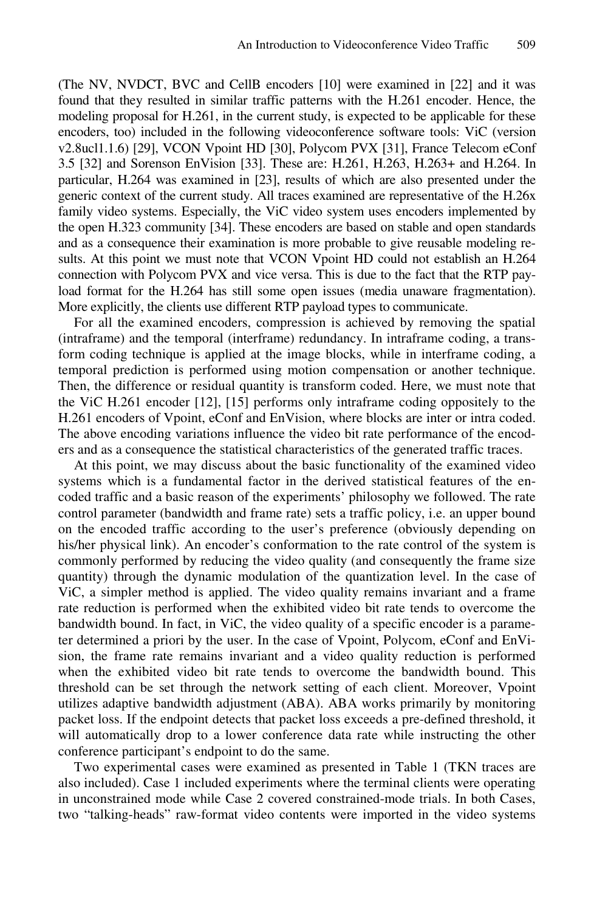(The NV, NVDCT, BVC and CellB encoders [10] were examined in [22] and it was found that they resulted in similar traffic patterns with the H.261 encoder. Hence, the modeling proposal for H.261, in the current study, is expected to be applicable for these encoders, too) included in the following videoconference software tools: ViC (version v2.8ucl1.1.6) [29], VCON Vpoint HD [30], Polycom PVX [31], France Telecom eConf 3.5 [32] and Sorenson EnVision [33]. These are: H.261, H.263, H.263+ and H.264. In particular, H.264 was examined in [23], results of which are also presented under the generic context of the current study. All traces examined are representative of the H.26x family video systems. Especially, the ViC video system uses encoders implemented by the open H.323 community [34]. These encoders are based on stable and open standards and as a consequence their examination is more probable to give reusable modeling results. At this point we must note that VCON Vpoint HD could not establish an H.264 connection with Polycom PVX and vice versa. This is due to the fact that the RTP payload format for the H.264 has still some open issues (media unaware fragmentation). More explicitly, the clients use different RTP payload types to communicate.

For all the examined encoders, compression is achieved by removing the spatial (intraframe) and the temporal (interframe) redundancy. In intraframe coding, a transform coding technique is applied at the image blocks, while in interframe coding, a temporal prediction is performed using motion compensation or another technique. Then, the difference or residual quantity is transform coded. Here, we must note that the ViC H.261 encoder [12], [15] performs only intraframe coding oppositely to the H.261 encoders of Vpoint, eConf and EnVision, where blocks are inter or intra coded. The above encoding variations influence the video bit rate performance of the encoders and as a consequence the statistical characteristics of the generated traffic traces.

At this point, we may discuss about the basic functionality of the examined video systems which is a fundamental factor in the derived statistical features of the encoded traffic and a basic reason of the experiments' philosophy we followed. The rate control parameter (bandwidth and frame rate) sets a traffic policy, i.e. an upper bound on the encoded traffic according to the user's preference (obviously depending on his/her physical link). An encoder's conformation to the rate control of the system is commonly performed by reducing the video quality (and consequently the frame size quantity) through the dynamic modulation of the quantization level. In the case of ViC, a simpler method is applied. The video quality remains invariant and a frame rate reduction is performed when the exhibited video bit rate tends to overcome the bandwidth bound. In fact, in ViC, the video quality of a specific encoder is a parameter determined a priori by the user. In the case of Vpoint, Polycom, eConf and EnVision, the frame rate remains invariant and a video quality reduction is performed when the exhibited video bit rate tends to overcome the bandwidth bound. This threshold can be set through the network setting of each client. Moreover, Vpoint utilizes adaptive bandwidth adjustment (ABA). ABA works primarily by monitoring packet loss. If the endpoint detects that packet loss exceeds a pre-defined threshold, it will automatically drop to a lower conference data rate while instructing the other conference participant's endpoint to do the same.

Two experimental cases were examined as presented in Table 1 (TKN traces are also included). Case 1 included experiments where the terminal clients were operating in unconstrained mode while Case 2 covered constrained-mode trials. In both Cases, two "talking-heads" raw-format video contents were imported in the video systems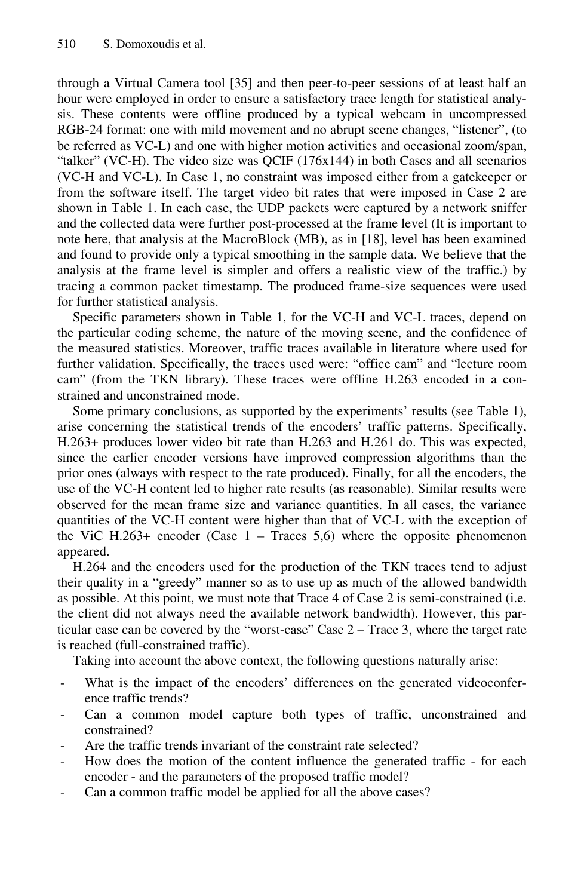through a Virtual Camera tool [35] and then peer-to-peer sessions of at least half an hour were employed in order to ensure a satisfactory trace length for statistical analysis. These contents were offline produced by a typical webcam in uncompressed RGB-24 format: one with mild movement and no abrupt scene changes, "listener", (to be referred as VC-L) and one with higher motion activities and occasional zoom/span, "talker" (VC-H). The video size was QCIF (176x144) in both Cases and all scenarios (VC-H and VC-L). In Case 1, no constraint was imposed either from a gatekeeper or from the software itself. The target video bit rates that were imposed in Case 2 are shown in Table 1. In each case, the UDP packets were captured by a network sniffer and the collected data were further post-processed at the frame level (It is important to note here, that analysis at the MacroBlock (MB), as in [18], level has been examined and found to provide only a typical smoothing in the sample data. We believe that the analysis at the frame level is simpler and offers a realistic view of the traffic.) by tracing a common packet timestamp. The produced frame-size sequences were used for further statistical analysis.

Specific parameters shown in Table 1, for the VC-H and VC-L traces, depend on the particular coding scheme, the nature of the moving scene, and the confidence of the measured statistics. Moreover, traffic traces available in literature where used for further validation. Specifically, the traces used were: "office cam" and "lecture room cam" (from the TKN library). These traces were offline H.263 encoded in a constrained and unconstrained mode.

Some primary conclusions, as supported by the experiments' results (see Table 1), arise concerning the statistical trends of the encoders' traffic patterns. Specifically, H.263+ produces lower video bit rate than H.263 and H.261 do. This was expected, since the earlier encoder versions have improved compression algorithms than the prior ones (always with respect to the rate produced). Finally, for all the encoders, the use of the VC-H content led to higher rate results (as reasonable). Similar results were observed for the mean frame size and variance quantities. In all cases, the variance quantities of the VC-H content were higher than that of VC-L with the exception of the ViC H.263+ encoder (Case 1 – Traces 5,6) where the opposite phenomenon appeared.

H.264 and the encoders used for the production of the TKN traces tend to adjust their quality in a "greedy" manner so as to use up as much of the allowed bandwidth as possible. At this point, we must note that Trace 4 of Case 2 is semi-constrained (i.e. the client did not always need the available network bandwidth). However, this particular case can be covered by the "worst-case" Case 2 – Trace 3, where the target rate is reached (full-constrained traffic).

Taking into account the above context, the following questions naturally arise:

- What is the impact of the encoders' differences on the generated videoconference traffic trends?
- Can a common model capture both types of traffic, unconstrained and constrained?
- Are the traffic trends invariant of the constraint rate selected?
- How does the motion of the content influence the generated traffic - for each encoder - and the parameters of the proposed traffic model?
- Can a common traffic model be applied for all the above cases?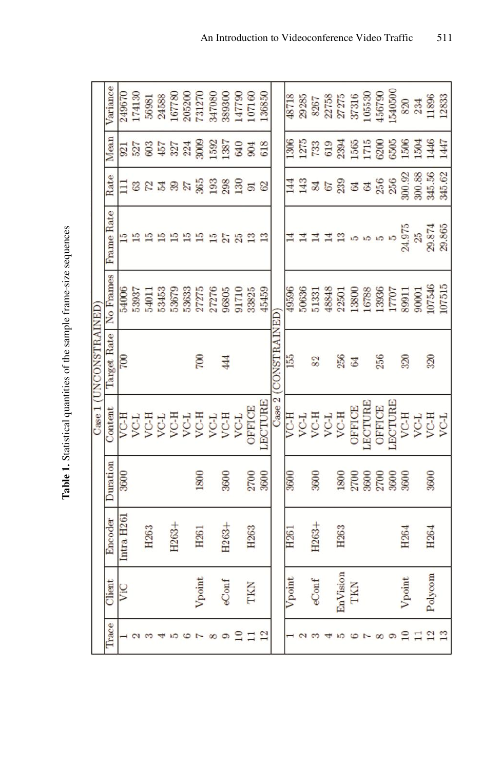**Table 1.** Statistical quantities of the sample frame-size sequences

| Trace | Client | Encoder | Duration | Content | Target Rate | No Frames | Frame Rate | Rate | Mean | Variance |
|---|---|---|---|---|---|---|---|---|---|---|
| Case 1 (UNCONSTRAINED) | | | | | | | | | | |
| 1 | ViC | Intra H261 | 3600 | VC-H | 700 | 54006 | 15 | 111 | 921 | 249670 |
| 2 | | | | VC-L | | 53937 | 15 | 63 | 527 | 174130 |
| 3 | | H263 | | VC-H | | 54011 | 15 | 72 | 603 | 56981 |
| 4 | | | | VC-L | | 53453 | 15 | 54 | 457 | 24588 |
| 5 | | H263+ | | VC-H | | 53679 | 15 | 39 | 327 | 167780 |
| 6 | | | | VC-L | | 53633 | 15 | 27 | 224 | 205200 |
| 7 | Vpoint | H261 | 1800 | VC-H | 700 | 27275 | 15 | 365 | 3009 | 731270 |
| 8 | | | | VC-L | | 27276 | 15 | 193 | 1592 | 347080 |
| 9 | eConf | H263+ | 3600 | VC-H | 444 | 96805 | 27 | 298 | 1387 | 389300 |
| 10 | | | | VC-L | | 91710 | 25 | 130 | 640 | 147790 |
| 11 | TKN | H263 | 2700 | OFFICE | | 33825 | 13 | 91 | 904 | 107160 |
| 12 | | | 3600 | LECTURE | | 45459 | 13 | 62 | 618 | 136850 |
| Case 2 (CONSTRAINED) | | | | | | | | | | |
| 1 | Vpoint | H261 | 3600 | VC-H | 155 | 49596 | 14 | 144 | 1306 | 48718 |
| 2 | | | | VC-L | | 50636 | 14 | 143 | 1275 | 29285 |
| 3 | eConf | H263+ | 3600 | VC-H | 82 | 51331 | 14 | 84 | 733 | 8267 |
| 4 | | | | VC-L | | 48848 | 14 | 67 | 619 | 22758 |
| 5 | EnVision | H263 | 1800 | VC-H | 256 | 22501 | 13 | 239 | 2394 | 27275 |
| 6 | TKN | | 2700 | OFFICE | 64 | 13800 | 5 | 64 | 1565 | 37316 |
| 7 | | | 3600 | LECTURE | | 16788 | 5 | 64 | 1715 | 105530 |
| 8 | | | 2700 | OFFICE | 256 | 13936 | 5 | 256 | 6200 | 456790 |
| 9 | | | 3600 | LECTURE | | 17707 | 5 | 256 | 6505 | 1540500 |
| 10 | Vpoint | H264 | 3600 | VC-H | 320 | 89911 | 24.975 | 300.92 | 1506 | 820 |
| 11 | | | | VC-L | | 90001 | 25 | 300.88 | 1504 | 234 |
| 12 | Polycom | H264 | 3600 | VC-H | 320 | 107546 | 29.874 | 345.56 | 1446 | 11896 |
| 13 | | | | VC-L | | 107515 | 29.865 | 345.62 | 1447 | 12833 |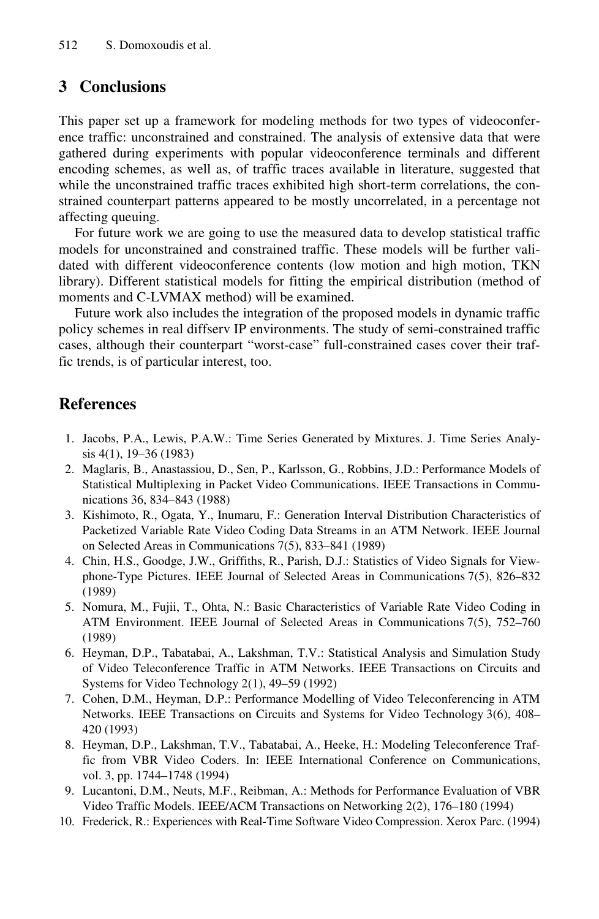## 3 Conclusions

This paper set up a framework for modeling methods for two types of videoconference traffic: unconstrained and constrained. The analysis of extensive data that were gathered during experiments with popular videoconference terminals and different encoding schemes, as well as, of traffic traces available in literature, suggested that while the unconstrained traffic traces exhibited high short-term correlations, the constrained counterpart patterns appeared to be mostly uncorrelated, in a percentage not affecting queuing.

For future work we are going to use the measured data to develop statistical traffic models for unconstrained and constrained traffic. These models will be further validated with different videoconference contents (low motion and high motion, TKN library). Different statistical models for fitting the empirical distribution (method of moments and C-LVMAX method) will be examined.

Future work also includes the integration of the proposed models in dynamic traffic policy schemes in real diffserv IP environments. The study of semi-constrained traffic cases, although their counterpart "worst-case" full-constrained cases cover their traffic trends, is of particular interest, too.

## References

1. Jacobs, P.A., Lewis, P.A.W.: Time Series Generated by Mixtures. J. Time Series Analysis 4(1), 19–36 (1983)
2. Maglaris, B., Anastassiou, D., Sen, P., Karlsson, G., Robbins, J.D.: Performance Models of Statistical Multiplexing in Packet Video Communications. IEEE Transactions in Communications 36, 834–843 (1988)
3. Kishimoto, R., Ogata, Y., Inumaru, F.: Generation Interval Distribution Characteristics of Packetized Variable Rate Video Coding Data Streams in an ATM Network. IEEE Journal on Selected Areas in Communications 7(5), 833–841 (1989)
4. Chin, H.S., Goodge, J.W., Griffiths, R., Parish, D.J.: Statistics of Video Signals for Viewphone-Type Pictures. IEEE Journal of Selected Areas in Communications 7(5), 826–832 (1989)
5. Nomura, M., Fujii, T., Ohta, N.: Basic Characteristics of Variable Rate Video Coding in ATM Environment. IEEE Journal of Selected Areas in Communications 7(5), 752–760 (1989)
6. Heyman, D.P., Tabatabai, A., Lakshman, T.V.: Statistical Analysis and Simulation Study of Video Teleconference Traffic in ATM Networks. IEEE Transactions on Circuits and Systems for Video Technology 2(1), 49–59 (1992)
7. Cohen, D.M., Heyman, D.P.: Performance Modelling of Video Teleconferencing in ATM Networks. IEEE Transactions on Circuits and Systems for Video Technology 3(6), 408–420 (1993)
8. Heyman, D.P., Lakshman, T.V., Tabatabai, A., Heeke, H.: Modeling Teleconference Traffic from VBR Video Coders. In: IEEE International Conference on Communications, vol. 3, pp. 1744–1748 (1994)
9. Lucantoni, D.M., Neuts, M.F., Reibman, A.: Methods for Performance Evaluation of VBR Video Traffic Models. IEEE/ACM Transactions on Networking 2(2), 176–180 (1994)
10. Frederick, R.: Experiences with Real-Time Software Video Compression. Xerox Parc. (1994)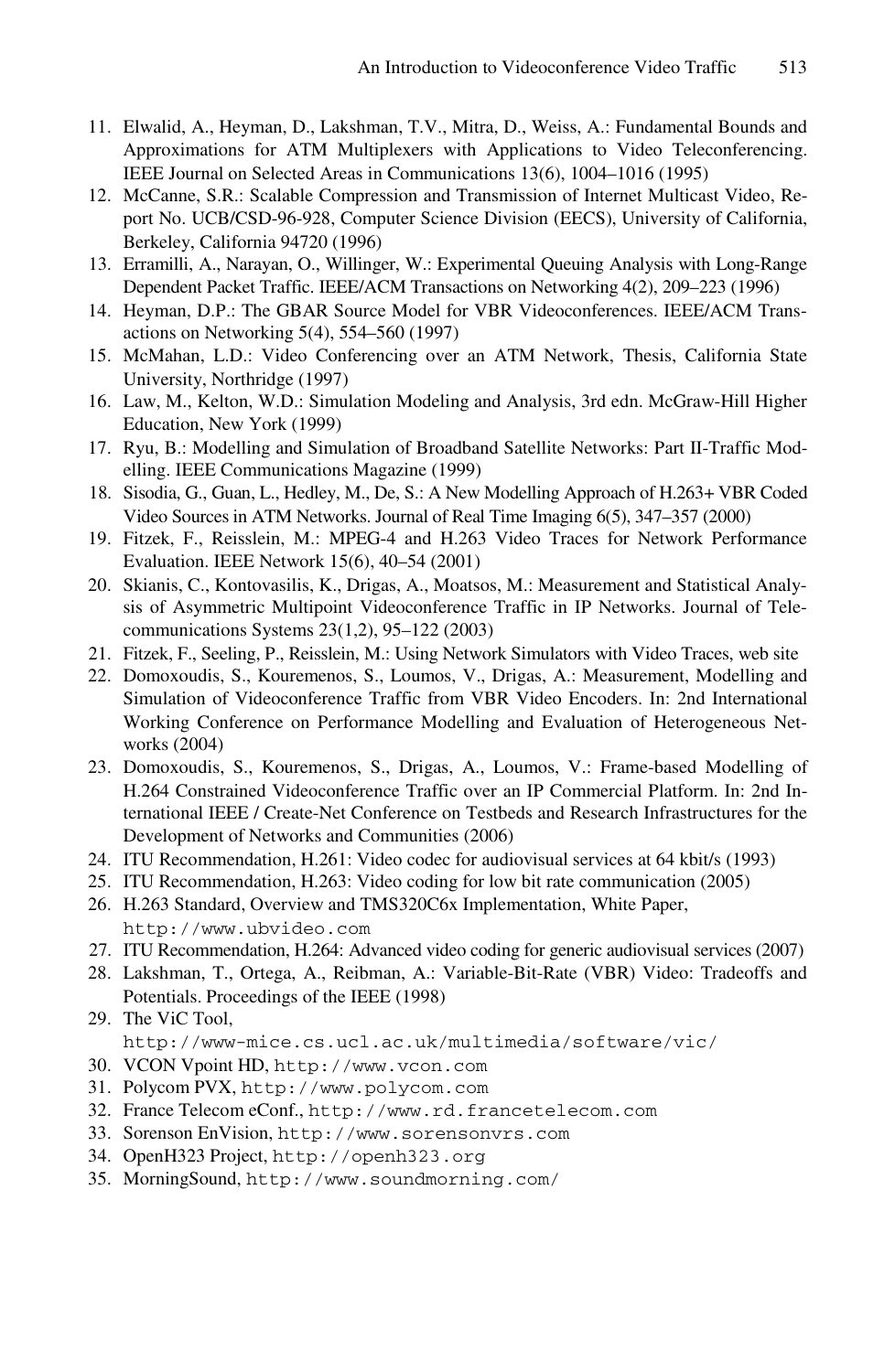11. Elwalid, A., Heyman, D., Lakshman, T.V., Mitra, D., Weiss, A.: Fundamental Bounds and Approximations for ATM Multiplexers with Applications to Video Teleconferencing. IEEE Journal on Selected Areas in Communications 13(6), 1004–1016 (1995)
12. McCanne, S.R.: Scalable Compression and Transmission of Internet Multicast Video, Report No. UCB/CSD-96-928, Computer Science Division (EECS), University of California, Berkeley, California 94720 (1996)
13. Erramilli, A., Narayan, O., Willinger, W.: Experimental Queuing Analysis with Long-Range Dependent Packet Traffic. IEEE/ACM Transactions on Networking 4(2), 209–223 (1996)
14. Heyman, D.P.: The GBAR Source Model for VBR Videoconferences. IEEE/ACM Transactions on Networking 5(4), 554–560 (1997)
15. McMahan, L.D.: Video Conferencing over an ATM Network, Thesis, California State University, Northridge (1997)
16. Law, M., Kelton, W.D.: Simulation Modeling and Analysis, 3rd edn. McGraw-Hill Higher Education, New York (1999)
17. Ryu, B.: Modelling and Simulation of Broadband Satellite Networks: Part II-Traffic Modelling. IEEE Communications Magazine (1999)
18. Sisodia, G., Guan, L., Hedley, M., De, S.: A New Modelling Approach of H.263+ VBR Coded Video Sources in ATM Networks. Journal of Real Time Imaging 6(5), 347–357 (2000)
19. Fitzek, F., Reisslein, M.: MPEG-4 and H.263 Video Traces for Network Performance Evaluation. IEEE Network 15(6), 40–54 (2001)
20. Skianis, C., Kontovasilis, K., Drigas, A., Moatsos, M.: Measurement and Statistical Analysis of Asymmetric Multipoint Videoconference Traffic in IP Networks. Journal of Telecommunications Systems 23(1,2), 95–122 (2003)
21. Fitzek, F., Seeling, P., Reisslein, M.: Using Network Simulators with Video Traces, web site
22. Domoxoudis, S., Kouremenos, S., Loumos, V., Drigas, A.: Measurement, Modelling and Simulation of Videoconference Traffic from VBR Video Encoders. In: 2nd International Working Conference on Performance Modelling and Evaluation of Heterogeneous Networks (2004)
23. Domoxoudis, S., Kouremenos, S., Drigas, A., Loumos, V.: Frame-based Modelling of H.264 Constrained Videoconference Traffic over an IP Commercial Platform. In: 2nd International IEEE / Create-Net Conference on Testbeds and Research Infrastructures for the Development of Networks and Communities (2006)
24. ITU Recommendation, H.261: Video codec for audiovisual services at 64 kbit/s (1993)
25. ITU Recommendation, H.263: Video coding for low bit rate communication (2005)
26. H.263 Standard, Overview and TMS320C6x Implementation, White Paper, `http://www.ubvideo.com`
27. ITU Recommendation, H.264: Advanced video coding for generic audiovisual services (2007)
28. Lakshman, T., Ortega, A., Reibman, A.: Variable-Bit-Rate (VBR) Video: Tradeoffs and Potentials. Proceedings of the IEEE (1998)
29. The ViC Tool, `http://www-mice.cs.ucl.ac.uk/multimedia/software/vic/`
30. VCON Vpoint HD, `http://www.vcon.com`
31. Polycom PVX, `http://www.polycom.com`
32. France Telecom eConf., `http://www.rd.francetelecom.com`
33. Sorenson EnVision, `http://www.sorensonvrs.com`
34. OpenH323 Project, `http://openh323.org`
35. MorningSound, `http://www.soundmorning.com/`